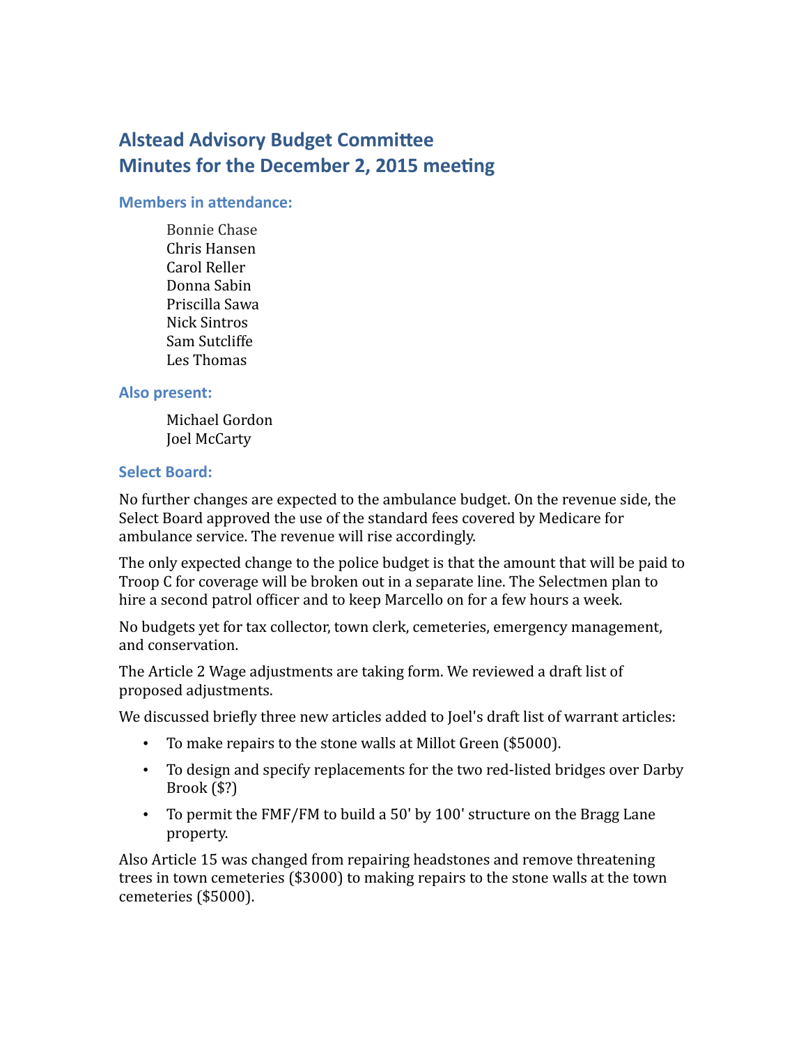# Alstead Advisory Budget Committee
# Minutes for the December 2, 2015 meeting

### Members in attendance:

Bonnie Chase
Chris Hansen
Carol Reller
Donna Sabin
Priscilla Sawa
Nick Sintros
Sam Sutcliffe
Les Thomas

### Also present:

Michael Gordon
Joel McCarty

### Select Board:

No further changes are expected to the ambulance budget. On the revenue side, the Select Board approved the use of the standard fees covered by Medicare for ambulance service. The revenue will rise accordingly.

The only expected change to the police budget is that the amount that will be paid to Troop C for coverage will be broken out in a separate line. The Selectmen plan to hire a second patrol officer and to keep Marcello on for a few hours a week.

No budgets yet for tax collector, town clerk, cemeteries, emergency management, and conservation.

The Article 2 Wage adjustments are taking form. We reviewed a draft list of proposed adjustments.

We discussed briefly three new articles added to Joel's draft list of warrant articles:

- To make repairs to the stone walls at Millot Green ($5000).
- To design and specify replacements for the two red-listed bridges over Darby Brook ($?)
- To permit the FMF/FM to build a 50' by 100' structure on the Bragg Lane property.

Also Article 15 was changed from repairing headstones and remove threatening trees in town cemeteries ($3000) to making repairs to the stone walls at the town cemeteries ($5000).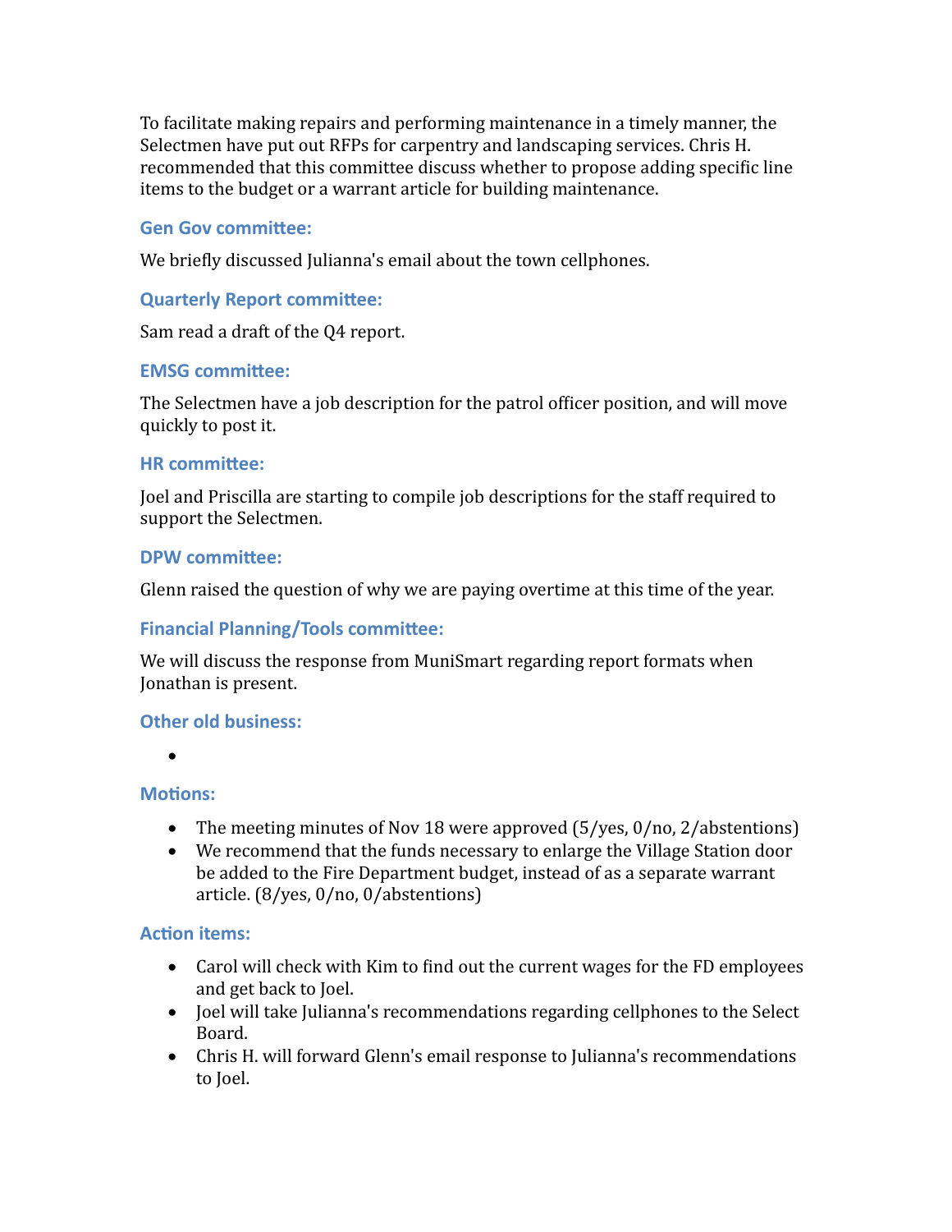To facilitate making repairs and performing maintenance in a timely manner, the Selectmen have put out RFPs for carpentry and landscaping services. Chris H. recommended that this committee discuss whether to propose adding specific line items to the budget or a warrant article for building maintenance.

### Gen Gov committee:

We briefly discussed Julianna's email about the town cellphones.

### Quarterly Report committee:

Sam read a draft of the Q4 report.

### EMSG committee:

The Selectmen have a job description for the patrol officer position, and will move quickly to post it.

### HR committee:

Joel and Priscilla are starting to compile job descriptions for the staff required to support the Selectmen.

### DPW committee:

Glenn raised the question of why we are paying overtime at this time of the year.

### Financial Planning/Tools committee:

We will discuss the response from MuniSmart regarding report formats when Jonathan is present.

### Other old business:

- 

### Motions:

- The meeting minutes of Nov 18 were approved (5/yes, 0/no, 2/abstentions)
- We recommend that the funds necessary to enlarge the Village Station door be added to the Fire Department budget, instead of as a separate warrant article. (8/yes, 0/no, 0/abstentions)

### Action items:

- Carol will check with Kim to find out the current wages for the FD employees and get back to Joel.
- Joel will take Julianna's recommendations regarding cellphones to the Select Board.
- Chris H. will forward Glenn's email response to Julianna's recommendations to Joel.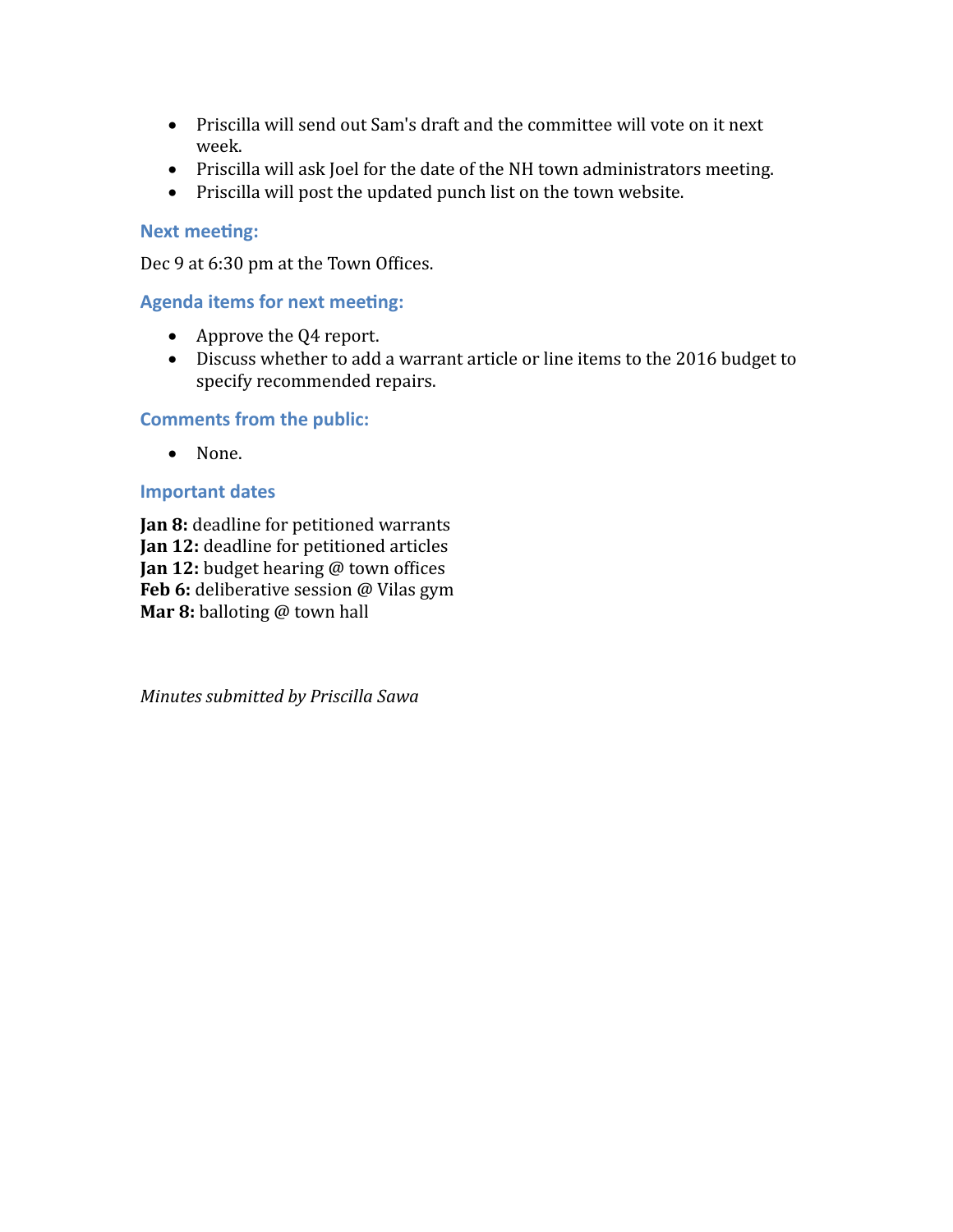- Priscilla will send out Sam's draft and the committee will vote on it next week.
- Priscilla will ask Joel for the date of the NH town administrators meeting.
- Priscilla will post the updated punch list on the town website.

### Next meeting:

Dec 9 at 6:30 pm at the Town Offices.

### Agenda items for next meeting:

- Approve the Q4 report.
- Discuss whether to add a warrant article or line items to the 2016 budget to specify recommended repairs.

### Comments from the public:

- None.

### Important dates

**Jan 8:** deadline for petitioned warrants  
**Jan 12:** deadline for petitioned articles  
**Jan 12:** budget hearing @ town offices  
**Feb 6:** deliberative session @ Vilas gym  
**Mar 8:** balloting @ town hall

*Minutes submitted by Priscilla Sawa*